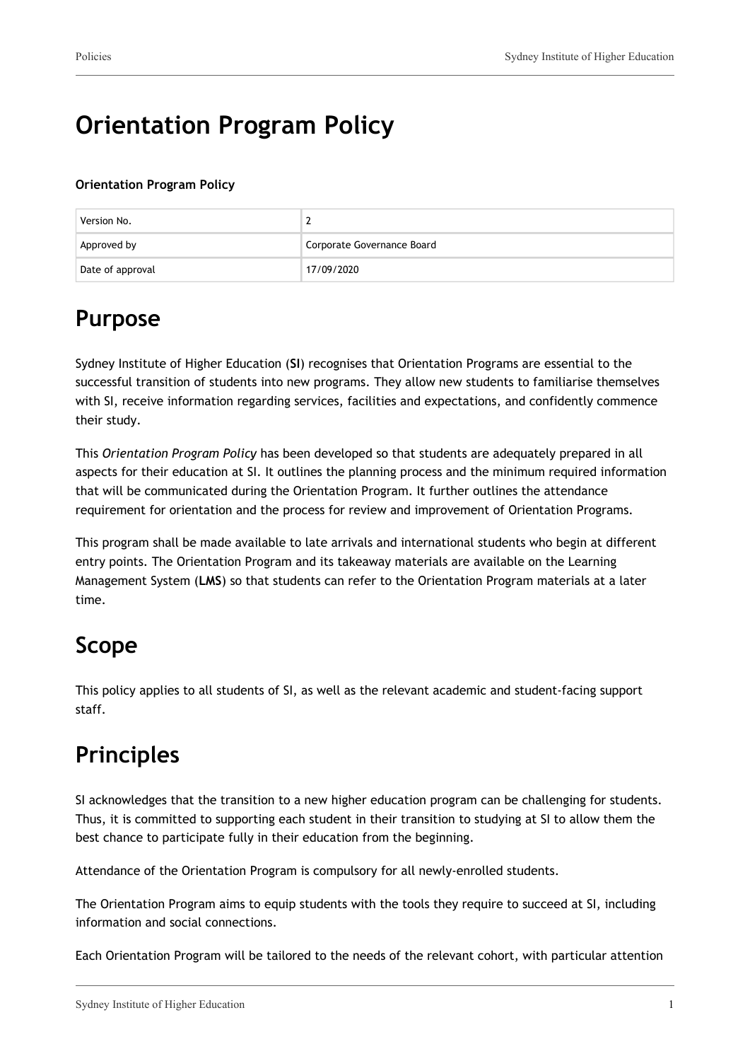# Orientation Program Policy

**Orientation Program Policy**

| Version No. | 2 |
|---|---|
| Approved by | Corporate Governance Board |
| Date of approval | 17/09/2020 |

## Purpose

Sydney Institute of Higher Education (**SI**) recognises that Orientation Programs are essential to the successful transition of students into new programs. They allow new students to familiarise themselves with SI, receive information regarding services, facilities and expectations, and confidently commence their study.

This *Orientation Program Policy* has been developed so that students are adequately prepared in all aspects for their education at SI. It outlines the planning process and the minimum required information that will be communicated during the Orientation Program. It further outlines the attendance requirement for orientation and the process for review and improvement of Orientation Programs.

This program shall be made available to late arrivals and international students who begin at different entry points. The Orientation Program and its takeaway materials are available on the Learning Management System (**LMS**) so that students can refer to the Orientation Program materials at a later time.

## Scope

This policy applies to all students of SI, as well as the relevant academic and student-facing support staff.

## Principles

SI acknowledges that the transition to a new higher education program can be challenging for students. Thus, it is committed to supporting each student in their transition to studying at SI to allow them the best chance to participate fully in their education from the beginning.

Attendance of the Orientation Program is compulsory for all newly-enrolled students.

The Orientation Program aims to equip students with the tools they require to succeed at SI, including information and social connections.

Each Orientation Program will be tailored to the needs of the relevant cohort, with particular attention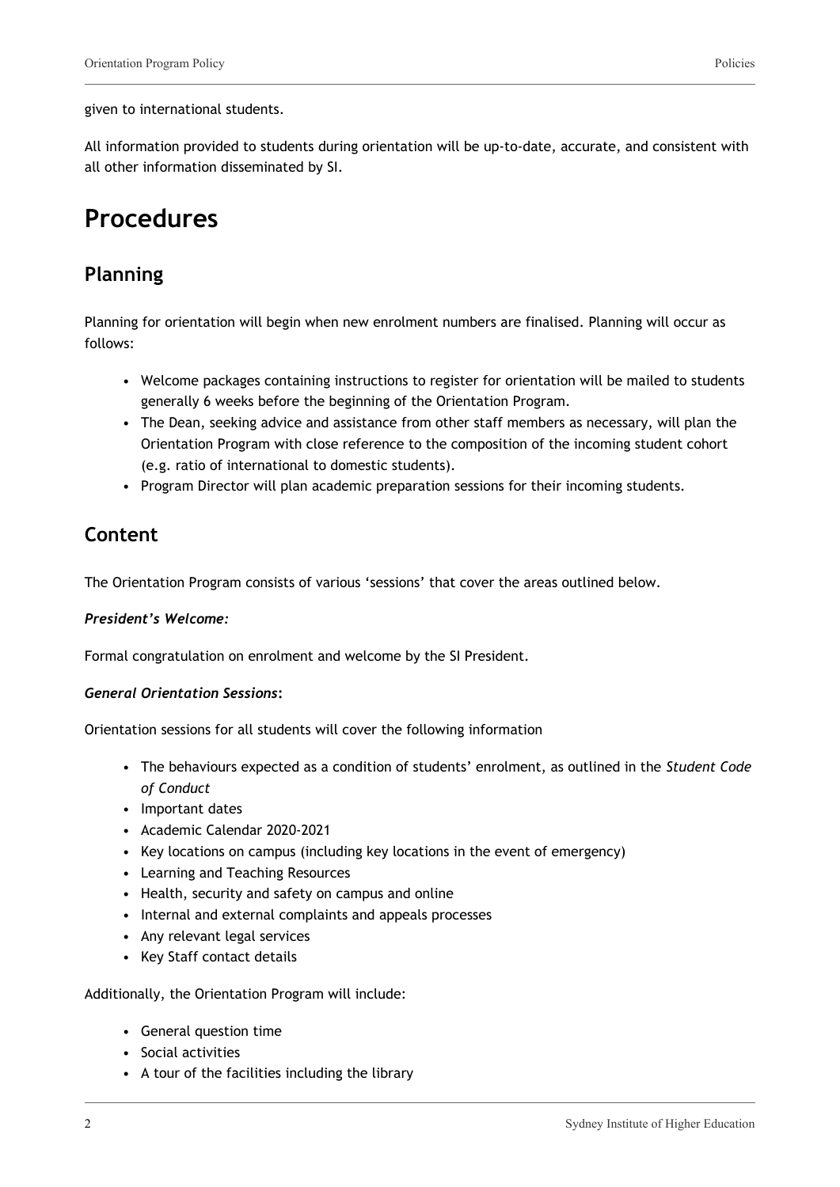given to international students.

All information provided to students during orientation will be up-to-date, accurate, and consistent with all other information disseminated by SI.

# Procedures

## Planning

Planning for orientation will begin when new enrolment numbers are finalised. Planning will occur as follows:

- Welcome packages containing instructions to register for orientation will be mailed to students generally 6 weeks before the beginning of the Orientation Program.
- The Dean, seeking advice and assistance from other staff members as necessary, will plan the Orientation Program with close reference to the composition of the incoming student cohort (e.g. ratio of international to domestic students).
- Program Director will plan academic preparation sessions for their incoming students.

## Content

The Orientation Program consists of various 'sessions' that cover the areas outlined below.

***President's Welcome:***

Formal congratulation on enrolment and welcome by the SI President.

***General Orientation Sessions*:**

Orientation sessions for all students will cover the following information

- The behaviours expected as a condition of students' enrolment, as outlined in the *Student Code of Conduct*
- Important dates
- Academic Calendar 2020-2021
- Key locations on campus (including key locations in the event of emergency)
- Learning and Teaching Resources
- Health, security and safety on campus and online
- Internal and external complaints and appeals processes
- Any relevant legal services
- Key Staff contact details

Additionally, the Orientation Program will include:

- General question time
- Social activities
- A tour of the facilities including the library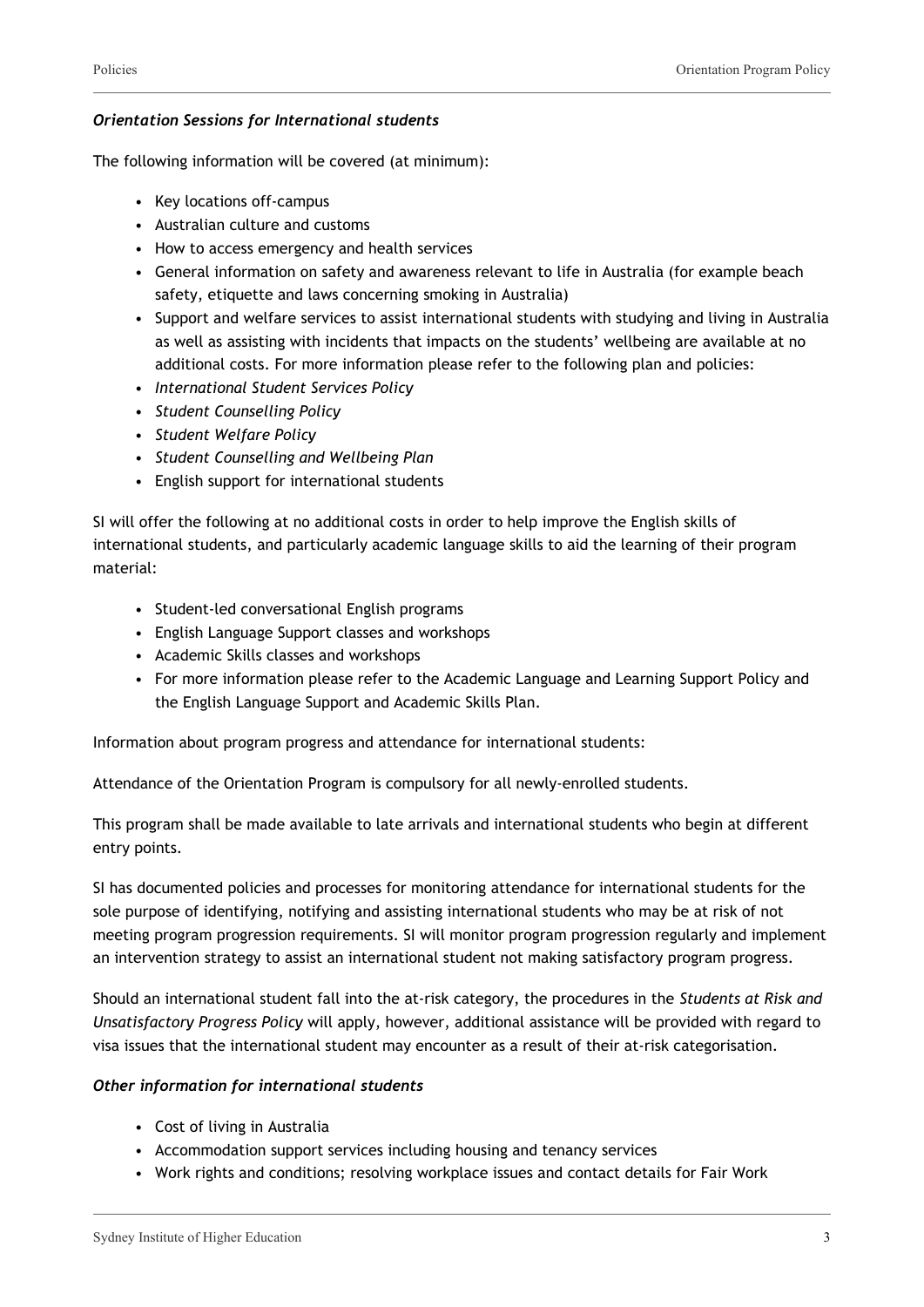***Orientation Sessions for International students***

The following information will be covered (at minimum):

- Key locations off-campus
- Australian culture and customs
- How to access emergency and health services
- General information on safety and awareness relevant to life in Australia (for example beach safety, etiquette and laws concerning smoking in Australia)
- Support and welfare services to assist international students with studying and living in Australia as well as assisting with incidents that impacts on the students' wellbeing are available at no additional costs. For more information please refer to the following plan and policies:
- *International Student Services Policy*
- *Student Counselling Policy*
- *Student Welfare Policy*
- *Student Counselling and Wellbeing Plan*
- English support for international students

SI will offer the following at no additional costs in order to help improve the English skills of international students, and particularly academic language skills to aid the learning of their program material:

- Student-led conversational English programs
- English Language Support classes and workshops
- Academic Skills classes and workshops
- For more information please refer to the Academic Language and Learning Support Policy and the English Language Support and Academic Skills Plan.

Information about program progress and attendance for international students:

Attendance of the Orientation Program is compulsory for all newly-enrolled students.

This program shall be made available to late arrivals and international students who begin at different entry points.

SI has documented policies and processes for monitoring attendance for international students for the sole purpose of identifying, notifying and assisting international students who may be at risk of not meeting program progression requirements. SI will monitor program progression regularly and implement an intervention strategy to assist an international student not making satisfactory program progress.

Should an international student fall into the at-risk category, the procedures in the *Students at Risk and Unsatisfactory Progress Policy* will apply, however, additional assistance will be provided with regard to visa issues that the international student may encounter as a result of their at-risk categorisation.

***Other information for international students***

- Cost of living in Australia
- Accommodation support services including housing and tenancy services
- Work rights and conditions; resolving workplace issues and contact details for Fair Work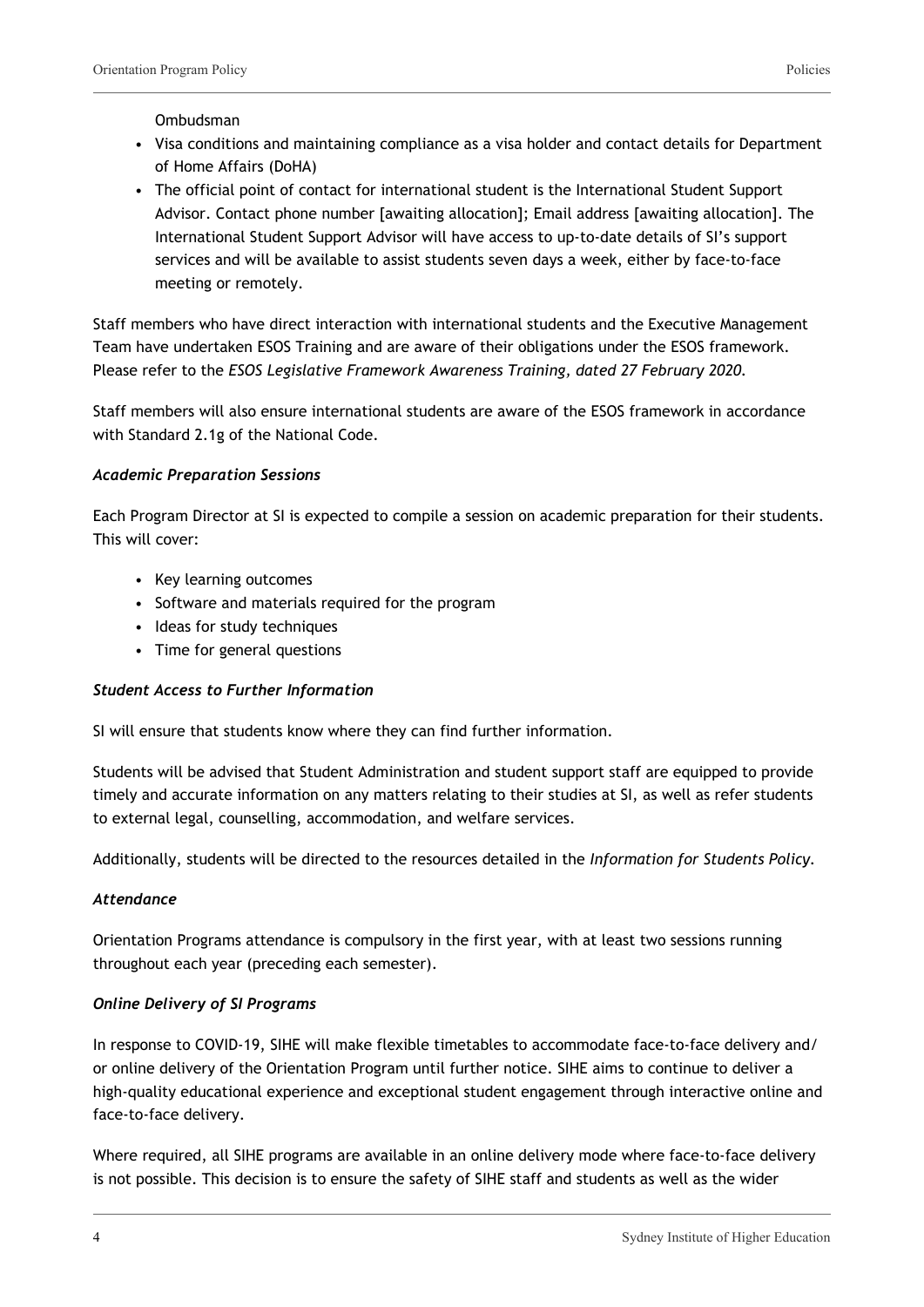Ombudsman

- Visa conditions and maintaining compliance as a visa holder and contact details for Department of Home Affairs (DoHA)
- The official point of contact for international student is the International Student Support Advisor. Contact phone number [awaiting allocation]; Email address [awaiting allocation]. The International Student Support Advisor will have access to up-to-date details of SI's support services and will be available to assist students seven days a week, either by face-to-face meeting or remotely.

Staff members who have direct interaction with international students and the Executive Management Team have undertaken ESOS Training and are aware of their obligations under the ESOS framework. Please refer to the *ESOS Legislative Framework Awareness Training, dated 27 February 2020.*

Staff members will also ensure international students are aware of the ESOS framework in accordance with Standard 2.1g of the National Code.

***Academic Preparation Sessions***

Each Program Director at SI is expected to compile a session on academic preparation for their students. This will cover:

- Key learning outcomes
- Software and materials required for the program
- Ideas for study techniques
- Time for general questions

***Student Access to Further Information***

SI will ensure that students know where they can find further information.

Students will be advised that Student Administration and student support staff are equipped to provide timely and accurate information on any matters relating to their studies at SI, as well as refer students to external legal, counselling, accommodation, and welfare services.

Additionally, students will be directed to the resources detailed in the *Information for Students Policy.*

***Attendance***

Orientation Programs attendance is compulsory in the first year, with at least two sessions running throughout each year (preceding each semester).

***Online Delivery of SI Programs***

In response to COVID-19, SIHE will make flexible timetables to accommodate face-to-face delivery and/or online delivery of the Orientation Program until further notice. SIHE aims to continue to deliver a high-quality educational experience and exceptional student engagement through interactive online and face-to-face delivery.

Where required, all SIHE programs are available in an online delivery mode where face-to-face delivery is not possible. This decision is to ensure the safety of SIHE staff and students as well as the wider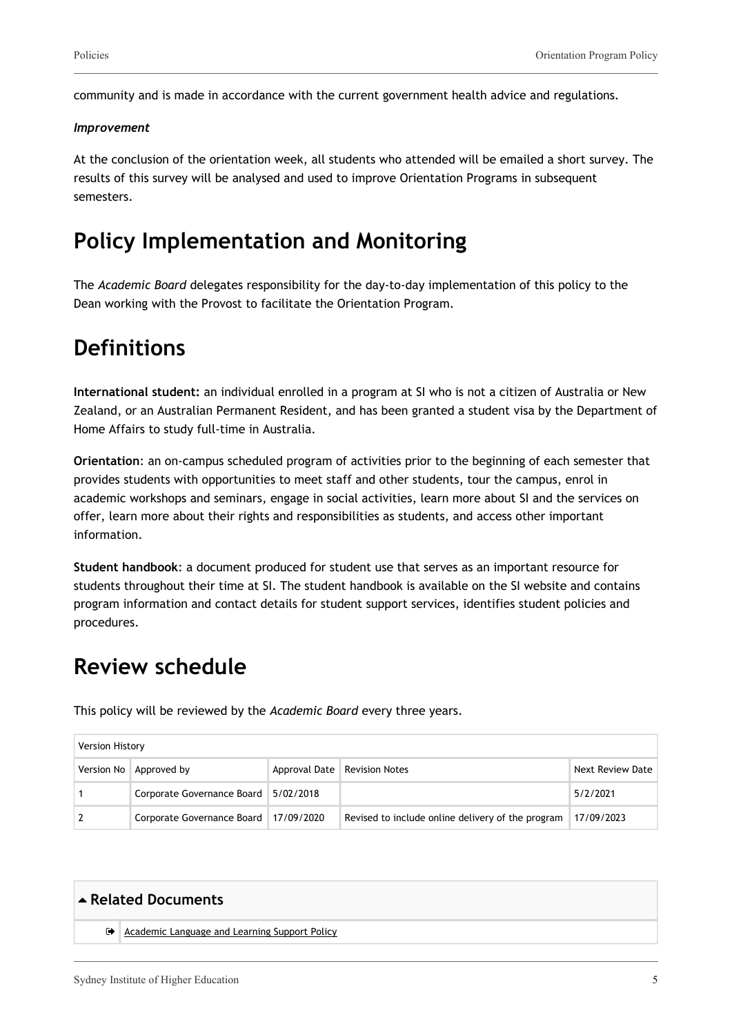community and is made in accordance with the current government health advice and regulations.

***Improvement***

At the conclusion of the orientation week, all students who attended will be emailed a short survey. The results of this survey will be analysed and used to improve Orientation Programs in subsequent semesters.

# Policy Implementation and Monitoring

The *Academic Board* delegates responsibility for the day-to-day implementation of this policy to the Dean working with the Provost to facilitate the Orientation Program.

# Definitions

**International student:** an individual enrolled in a program at SI who is not a citizen of Australia or New Zealand, or an Australian Permanent Resident, and has been granted a student visa by the Department of Home Affairs to study full-time in Australia.

**Orientation**: an on-campus scheduled program of activities prior to the beginning of each semester that provides students with opportunities to meet staff and other students, tour the campus, enrol in academic workshops and seminars, engage in social activities, learn more about SI and the services on offer, learn more about their rights and responsibilities as students, and access other important information.

**Student handbook**: a document produced for student use that serves as an important resource for students throughout their time at SI. The student handbook is available on the SI website and contains program information and contact details for student support services, identifies student policies and procedures.

# Review schedule

This policy will be reviewed by the *Academic Board* every three years.

| Version History | | | | |
|---|---|---|---|---|
| Version No | Approved by | Approval Date | Revision Notes | Next Review Date |
| 1 | Corporate Governance Board | 5/02/2018 | | 5/2/2021 |
| 2 | Corporate Governance Board | 17/09/2020 | Revised to include online delivery of the program | 17/09/2023 |

## Related Documents

- Academic Language and Learning Support Policy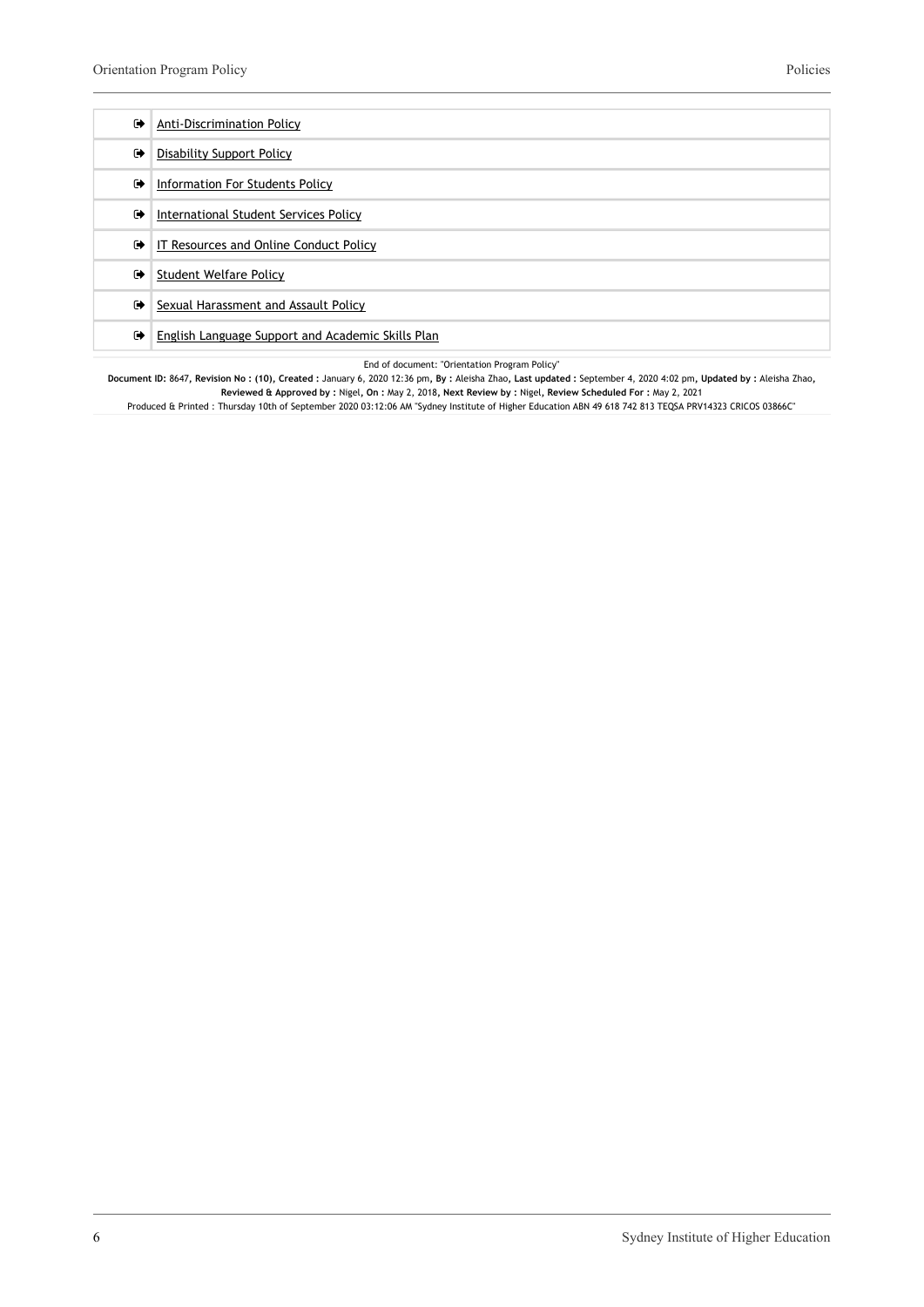| | |
|---|---|
| ➡ | Anti-Discrimination Policy |
| ➡ | Disability Support Policy |
| ➡ | Information For Students Policy |
| ➡ | International Student Services Policy |
| ➡ | IT Resources and Online Conduct Policy |
| ➡ | Student Welfare Policy |
| ➡ | Sexual Harassment and Assault Policy |
| ➡ | English Language Support and Academic Skills Plan |

End of document: "Orientation Program Policy"

**Document ID:** 8647, **Revision No : (10), Created :** January 6, 2020 12:36 pm, **By :** Aleisha Zhao, **Last updated :** September 4, 2020 4:02 pm, **Updated by :** Aleisha Zhao, **Reviewed & Approved by :** Nigel, **On :** May 2, 2018, **Next Review by :** Nigel, **Review Scheduled For :** May 2, 2021

Produced & Printed : Thursday 10th of September 2020 03:12:06 AM "Sydney Institute of Higher Education ABN 49 618 742 813 TEQSA PRV14323 CRICOS 03866C"